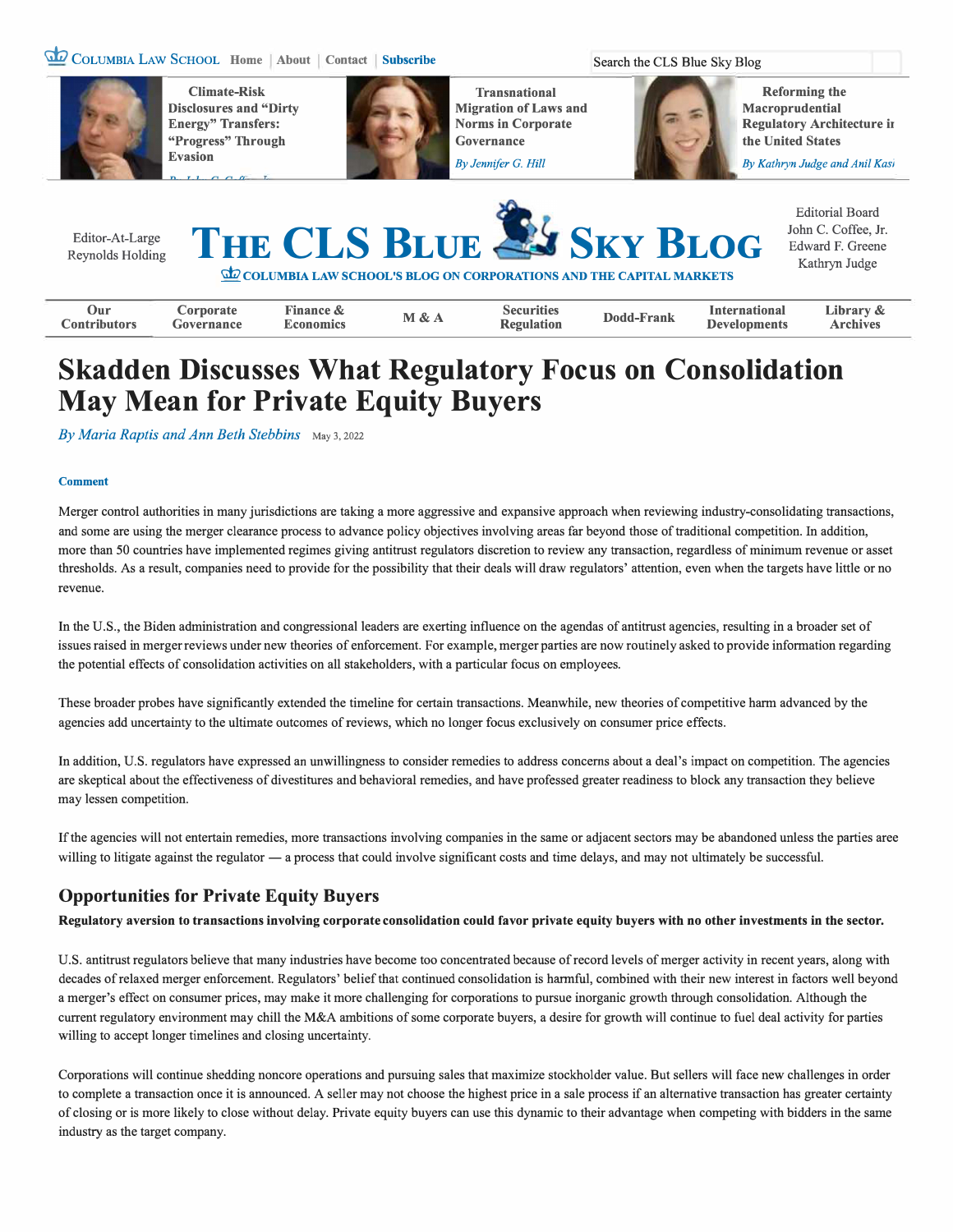# Skadden Discusses What Regulatory Focus on Consolidation May Mean for Private Equity Buyers

*By Maria Raptis and Ann Beth Stebbins* May 3, 2022

**Comment**

Merger control authorities in many jurisdictions are taking a more aggressive and expansive approach when reviewing industry-consolidating transactions, and some are using the merger clearance process to advance policy objectives involving areas far beyond those of traditional competition. In addition, more than 50 countries have implemented regimes giving antitrust regulators discretion to review any transaction, regardless of minimum revenue or asset thresholds. As a result, companies need to provide for the possibility that their deals will draw regulators' attention, even when the targets have little or no revenue.

In the U.S., the Biden administration and congressional leaders are exerting influence on the agendas of antitrust agencies, resulting in a broader set of issues raised in merger reviews under new theories of enforcement. For example, merger parties are now routinely asked to provide information regarding the potential effects of consolidation activities on all stakeholders, with a particular focus on employees.

These broader probes have significantly extended the timeline for certain transactions. Meanwhile, new theories of competitive harm advanced by the agencies add uncertainty to the ultimate outcomes of reviews, which no longer focus exclusively on consumer price effects.

In addition, U.S. regulators have expressed an unwillingness to consider remedies to address concerns about a deal's impact on competition. The agencies are skeptical about the effectiveness of divestitures and behavioral remedies, and have professed greater readiness to block any transaction they believe may lessen competition.

If the agencies will not entertain remedies, more transactions involving companies in the same or adjacent sectors may be abandoned unless the parties aree willing to litigate against the regulator — a process that could involve significant costs and time delays, and may not ultimately be successful.

## Opportunities for Private Equity Buyers

**Regulatory aversion to transactions involving corporate consolidation could favor private equity buyers with no other investments in the sector.**

U.S. antitrust regulators believe that many industries have become too concentrated because of record levels of merger activity in recent years, along with decades of relaxed merger enforcement. Regulators' belief that continued consolidation is harmful, combined with their new interest in factors well beyond a merger's effect on consumer prices, may make it more challenging for corporations to pursue inorganic growth through consolidation. Although the current regulatory environment may chill the M&A ambitions of some corporate buyers, a desire for growth will continue to fuel deal activity for parties willing to accept longer timelines and closing uncertainty.

Corporations will continue shedding noncore operations and pursuing sales that maximize stockholder value. But sellers will face new challenges in order to complete a transaction once it is announced. A seller may not choose the highest price in a sale process if an alternative transaction has greater certainty of closing or is more likely to close without delay. Private equity buyers can use this dynamic to their advantage when competing with bidders in the same industry as the target company.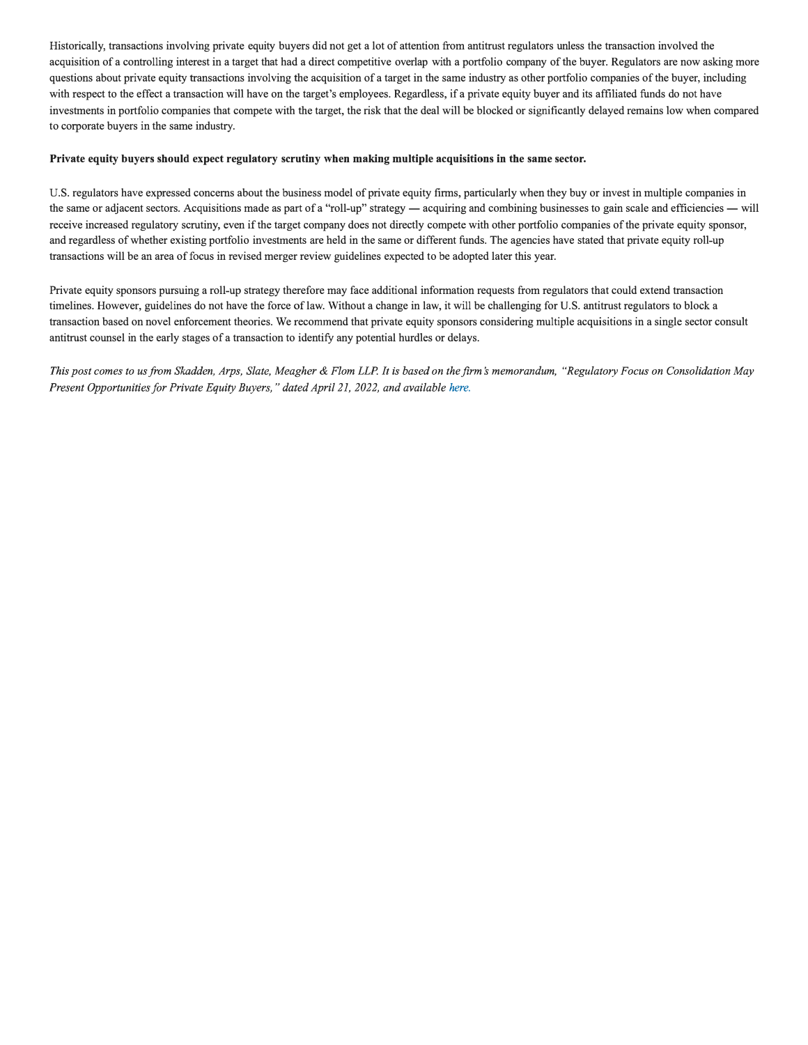Historically, transactions involving private equity buyers did not get a lot of attention from antitrust regulators unless the transaction involved the acquisition of a controlling interest in a target that had a direct competitive overlap with a portfolio company of the buyer. Regulators are now asking more questions about private equity transactions involving the acquisition of a target in the same industry as other portfolio companies of the buyer, including with respect to the effect a transaction will have on the target's employees. Regardless, if a private equity buyer and its affiliated funds do not have investments in portfolio companies that compete with the target, the risk that the deal will be blocked or significantly delayed remains low when compared to corporate buyers in the same industry.

**Private equity buyers should expect regulatory scrutiny when making multiple acquisitions in the same sector.**

U.S. regulators have expressed concerns about the business model of private equity firms, particularly when they buy or invest in multiple companies in the same or adjacent sectors. Acquisitions made as part of a "roll-up" strategy — acquiring and combining businesses to gain scale and efficiencies — will receive increased regulatory scrutiny, even if the target company does not directly compete with other portfolio companies of the private equity sponsor, and regardless of whether existing portfolio investments are held in the same or different funds. The agencies have stated that private equity roll-up transactions will be an area of focus in revised merger review guidelines expected to be adopted later this year.

Private equity sponsors pursuing a roll-up strategy therefore may face additional information requests from regulators that could extend transaction timelines. However, guidelines do not have the force of law. Without a change in law, it will be challenging for U.S. antitrust regulators to block a transaction based on novel enforcement theories. We recommend that private equity sponsors considering multiple acquisitions in a single sector consult antitrust counsel in the early stages of a transaction to identify any potential hurdles or delays.

*This post comes to us from Skadden, Arps, Slate, Meagher & Flom LLP. It is based on the firm's memorandum, "Regulatory Focus on Consolidation May Present Opportunities for Private Equity Buyers," dated April 21, 2022, and available here.*